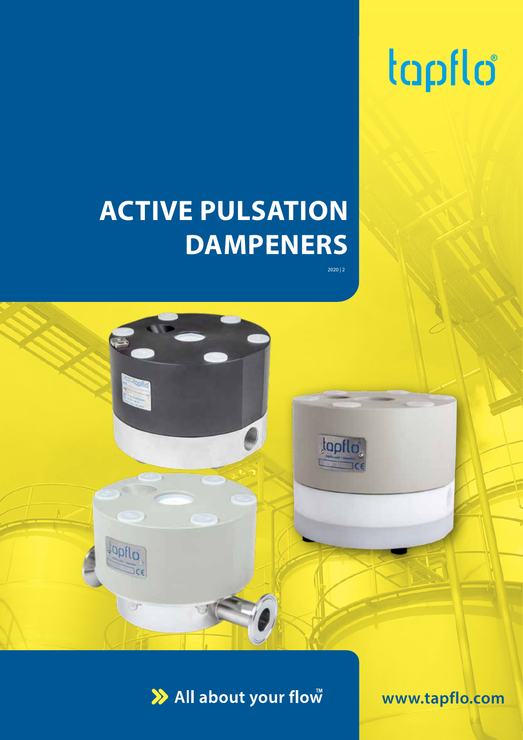tapflo®

# ACTIVE PULSATION DAMPENERS

2020 | 2

» All about your flow™

www.tapflo.com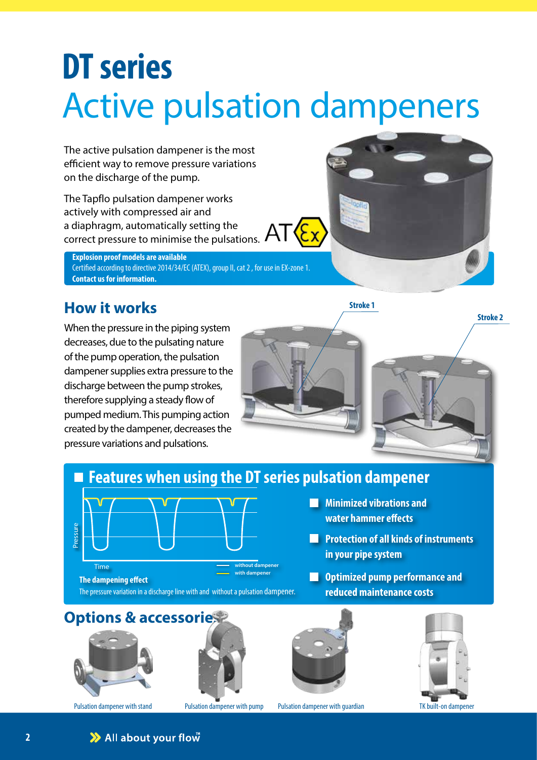# DT series
# Active pulsation dampeners

The active pulsation dampener is the most efficient way to remove pressure variations on the discharge of the pump.

The Tapflo pulsation dampener works actively with compressed air and a diaphragm, automatically setting the correct pressure to minimise the pulsations.

**Explosion proof models are available**
Certified according to directive 2014/34/EC (ATEX), group II, cat 2 , for use in EX-zone 1.
**Contact us for information.**

## How it works

When the pressure in the piping system decreases, due to the pulsating nature of the pump operation, the pulsation dampener supplies extra pressure to the discharge between the pump strokes, therefore supplying a steady flow of pumped medium. This pumping action created by the dampener, decreases the pressure variations and pulsations.

Stroke 1

Stroke 2

## Features when using the DT series pulsation dampener

Pressure

Time

without dampener

with dampener

**The dampening effect**

The pressure variation in a discharge line with and without a pulsation dampener.

- **Minimized vibrations and water hammer effects**
- **Protection of all kinds of instruments in your pipe system**
- **Optimized pump performance and reduced maintenance costs**

## Options & accessories

Pulsation dampener with stand

Pulsation dampener with pump

Pulsation dampener with guardian

TK built-on dampener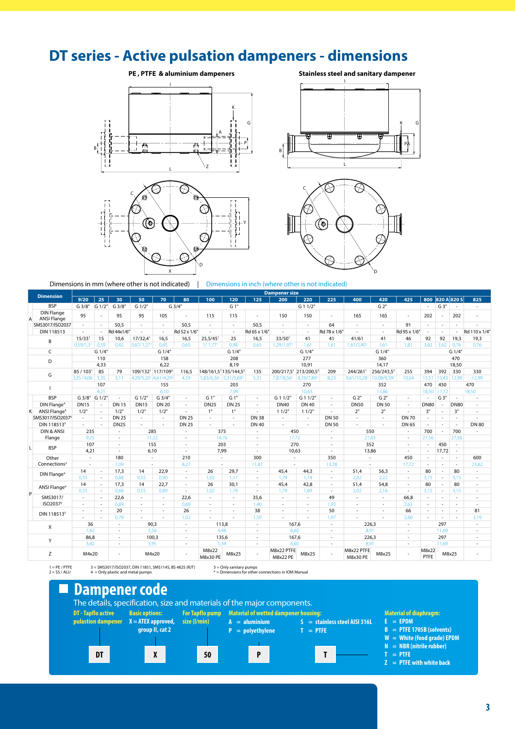# DT series - Active pulsation dampeners - dimensions

**PE, PTFE & aluminium dampeners** | **Stainless steel and sanitary dampener**

Dimensions in mm (where other is not indicated) | Dimensions in inch (where other is not indicated)

| Dimension | | 9/20 | 25 | 30 | 50 | 70 | 80 | 100 | 120 | 125 | 200 | 220 | 225 | 400 | 420 | 425 | 800 | 820 A | 820 S | 825 |
|---|---|---|---|---|---|---|---|---|---|---|---|---|---|---|---|---|---|---|---|---|
| | | **Dampener size** | | | | | | | | | | | | | | | | | | |
| A | BSP | G 3/8" | G 1/2" | G 3/8" | G 1/2" | G 3/4" | | | G 1" | | | G 1 1/2" | | | G 2" | | - | G 3" | - | - |
| A | DIN Flange / ANSI Flange | 95 | - | 95 | 95 | 105 | - | 115 | 115 | - | 150 | 150 | - | 165 | 165 | - | 202 | - | 202 | - |
| A | SMS3017/ISO2037 | - | - | 50,5 | - | - | 50,5 | - | - | 50,5 | - | - | 64 | - | - | 91 | - | - | - | - |
| A | DIN 118513 | - | - | Rd 44x1/6" | - | - | Rd 52 x 1/6" | - | - | Rd 65 x 1/6" | - | - | Rd 78 x 1/6" | - | - | Rd 95 x 1/6" | - | - | - | Rd 110 x 1/4" |
| B | | 15/33[1] | 15 | 10,6 | 17/32,4[1] | 16,5 | 16,5 | 25,5/45[1] | 25 | 16,5 | 33/50[1] | 41 | 41 | 41/61 | 41 | 46 | 92 | 92 | 19,3 | 19,3 |
| B | | 0,59/1,3[1] | 0,59 | 0,42 | 0,67/1,27[1] | 0,65 | 0,65 | 1/1,77[1] | 0,98 | 0,65 | 1,29/1,97[1] | 1,61 | 1,61 | 1,61/2,40[1] | 1,61 | 1,81 | 3,62 | 3,62 | 0,76 | 0,76 |
| C | | | G 1/4" | | | G 1/4" | | | G 1/4" | | | G 1/4" | | | G 1/4" | | | | G 1/4" | |
| D | | | 110 | | | 158 | | | 208 | | | 277 | | | 360 | | | | 470 | |
| D | | | 4,33 | | | 6,22 | | | 8,19 | | | 10,91 | | | 14,17 | | | | 18,50 | |
| G | | 85 / 103[1] | 85 | 79 | 109/132[1] | 117/109[2] | 116,5 | 148/161,5[1] | 135/144,5[2] | 135 | 200/217,5[1] | 213/200,5[2] | 209 | 244/261[1] | 256/243,5[2] | 255 | 394 | 392 | 330 | 330 |
| G | | 3,35 /4,06[1] | 3,35 | 3,11 | 4,29/5,20[1] | 4,61/4,29[2] | 4,59 | 5,83/6,36[1] | 5,31/5,69[2] | 5,31 | 7,87/8,56[1] | 8,39/7,89[2] | 8,23 | 9,61/10,28[1] | 10,08/9,59[2] | 10,04 | 15,51 | 15,43 | 12,99 | 12,99 |
| I | | | 107 | | | 155 | | | 203 | | | 270 | | | 352 | | 470 | 450 | | 470 |
| I | | | 4,21 | | | 6,10 | | | 7,99 | | | 10,63 | | | 13,86 | | 18,50 | 17,72 | | 18,50 |
| K | BSP | G 3/8" | G 1/2" | - | G 1/2" | G 3/4" | - | G 1" | G 1" | - | G 1 1/2" | G 1 1/2" | - | G 2" | G 2" | - | - | G 3" | - | - |
| K | DIN Flange[4] | DN15 | - | DN 15 | DN15 | DN 20 | - | DN25 | DN 25 | - | DN40 | DN 40 | - | DN50 | DN 50 | - | DN80 | - | DN80 | - |
| K | ANSI Flange[4] | 1/2" | - | 1/2" | 1/2" | 1/2" | - | 1" | 1" | - | 1 1/2" | 1 1/2" | - | 2" | 2" | - | 3" | - | 3" | - |
| K | SMS3017/ISO2037[5] | - | - | DN 25 | - | - | DN 25 | - | - | DN 38 | - | - | DN 50 | - | - | DN 70 | - | - | - | - |
| K | DIN 118513[5] | - | - | DN25 | - | - | DN 25 | - | - | DN 40 | - | - | DN 50 | - | - | DN 65 | - | - | - | DN 80 |
| L | DIN & ANSI Flange | 235 | | - | 285 | | - | 375 | | - | 450 | | - | 550 | | - | 700 | - | 700 | - |
| L | | 9,25 | | - | 11,22 | | - | 14,76 | | - | 17,72 | | - | 21,65 | | - | 27,56 | - | 27,56 | |
| L | BSP | 107 | | - | 155 | | - | 203 | | - | 270 | | - | 352 | | - | - | 450 | - | |
| L | | 4,21 | | - | 6,10 | | - | 7,99 | | - | 10,63 | | - | 13,86 | | - | - | 17,72 | - | |
| L | Other Connections[3] | - | | 180 | - | | 210 | - | | 300 | - | | 350 | - | | 450 | - | - | - | 600 |
| L | | - | | 7,09 | - | | 8,27 | - | | 11,81 | - | | 13,78 | - | | 17,72 | - | - | - | 23,62 |
| P | DIN Flange[4] | 14 | - | 17,3 | 14 | 22,9 | - | 26 | 29,7 | - | 45,4 | 44,3 | - | 51,4 | 56,3 | - | 80 | - | 80 | - |
| P | | 0,55 | - | 0,68 | 0,55 | 0,90 | - | 1,02 | 1,17 | - | 1,79 | 1,74 | - | 2,02 | 2,22 | - | 3,15 | - | 3,15 | - |
| P | ANSI Flange[4] | 14 | - | 17,3 | 14 | 22,7 | - | 26 | 30,1 | - | 45,4 | 42,8 | - | 51,4 | 54,8 | - | 80 | - | 80 | - |
| P | | 0,55 | - | 0,68 | 0,55 | 0,89 | - | 1,02 | 1,19 | - | 1,79 | 1,69 | - | 2,02 | 2,16 | - | 3,15 | - | 3,15 | - |
| P | SMS3017/ ISO2037[5] | - | - | 22,6 | - | - | 22,6 | - | - | 35,6 | - | - | 49 | - | - | 66,8 | - | - | - | - |
| P | | - | - | 0,89 | - | - | 0,89 | - | - | 1,40 | - | - | 1,93 | - | - | 2,63 | - | - | - | - |
| P | DIN 118513[5] | - | - | 20 | - | - | 26 | - | - | 38 | - | - | 50 | - | - | 66 | - | - | - | 81 |
| P | | - | - | 0,79 | - | - | 1,02 | - | - | 1,50 | - | - | 1,97 | - | - | 2,60 | - | - | - | 3,19 |
| X | | 36 | | - | 90,3 | | - | 113,8 | | - | 167,6 | | - | 226,3 | | - | 297 | | | - |
| X | | 1,42 | | - | 3,56 | | - | 4,48 | | - | 6,60 | | - | 8,91 | | - | 11,69 | | | - |
| Y | | 86,8 | | - | 100,3 | | - | 135,6 | | - | 167,6 | | - | 226,3 | | - | 297 | | | - |
| Y | | 3,42 | | - | 3,95 | | - | 5,34 | | - | 6,60 | | - | 8,91 | | - | 11,69 | | | - |
| Z | | M4x20 | | - | M4x20 | | - | M8x22 M8x30 PE | M8x25 | - | M8x22 PTFE M8x22 PE | M8x25 | - | M8x22 PTFE M8x30 PE | M8x25 | - | M8x22 PTFE | M8x25 | | - |

1 = PE / PTFE
2 = SS / ALU
3 = SMS3017/ISO2037, DIN 11851, SMS1145, BS 4825 (RJT)
4 = Only plastic and metal pumps
5 = Only sanitary pumps
* = Dimensions for other connections in IOM Manual

## Dampener code

The details, specification, size and materials of the major components.

| DT | X | 50 | P | T |
|---|---|---|---|---|
| **DT - Tapflo active pulsation dampener** | **Basic options:** X = ATEX approved, group II, cat 2 | **For Tapflo pump size (l/min)** | **Material of wetted dampener housing:** A = aluminium, P = polyethylene, S = stainless steel AISI 316L, T = PTFE | **Material of diaphragm:** E = EPDM, B = PTFE 1705B (solvents), W = White (food grade) EPDM, N = NBR (nitrile rubber), T = PTFE, Z = PTFE with white back |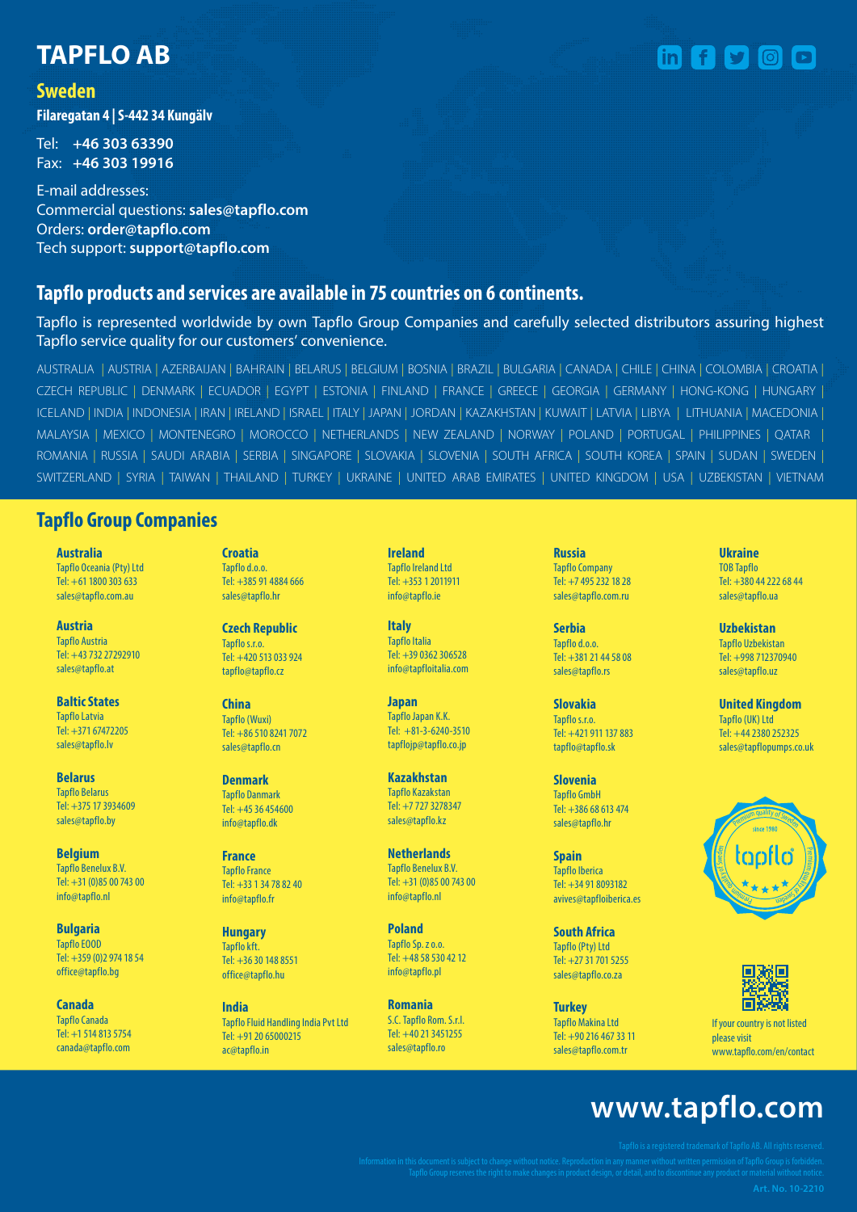# TAPFLO AB

## Sweden

**Filaregatan 4 | S-442 34 Kungälv**

Tel: **+46 303 63390**
Fax: **+46 303 19916**

E-mail addresses:
Commercial questions: **sales@tapflo.com**
Orders: **order@tapflo.com**
Tech support: **support@tapflo.com**

## Tapflo products and services are available in 75 countries on 6 continents.

Tapflo is represented worldwide by own Tapflo Group Companies and carefully selected distributors assuring highest Tapflo service quality for our customers' convenience.

AUSTRALIA | AUSTRIA | AZERBAIJAN | BAHRAIN | BELARUS | BELGIUM | BOSNIA | BRAZIL | BULGARIA | CANADA | CHILE | CHINA | COLOMBIA | CROATIA | CZECH REPUBLIC | DENMARK | ECUADOR | EGYPT | ESTONIA | FINLAND | FRANCE | GREECE | GEORGIA | GERMANY | HONG-KONG | HUNGARY | ICELAND | INDIA | INDONESIA | IRAN | IRELAND | ISRAEL | ITALY | JAPAN | JORDAN | KAZAKHSTAN | KUWAIT | LATVIA | LIBYA | LITHUANIA | MACEDONIA | MALAYSIA | MEXICO | MONTENEGRO | MOROCCO | NETHERLANDS | NEW ZEALAND | NORWAY | POLAND | PORTUGAL | PHILIPPINES | QATAR | ROMANIA | RUSSIA | SAUDI ARABIA | SERBIA | SINGAPORE | SLOVAKIA | SLOVENIA | SOUTH AFRICA | SOUTH KOREA | SPAIN | SUDAN | SWEDEN | SWITZERLAND | SYRIA | TAIWAN | THAILAND | TURKEY | UKRAINE | UNITED ARAB EMIRATES | UNITED KINGDOM | USA | UZBEKISTAN | VIETNAM

## Tapflo Group Companies

**Australia**
Tapflo Oceania (Pty) Ltd
Tel: +61 1800 303 633
sales@tapflo.com.au

**Austria**
Tapflo Austria
Tel: +43 732 27292910
sales@tapflo.at

**Baltic States**
Tapflo Latvia
Tel: +371 67472205
sales@tapflo.lv

**Belarus**
Tapflo Belarus
Tel: +375 17 3934609
sales@tapflo.by

**Belgium**
Tapflo Benelux B.V.
Tel: +31 (0)85 00 743 00
info@tapflo.nl

**Bulgaria**
Tapflo EOOD
Tel: +359 (0)2 974 18 54
office@tapflo.bg

**Canada**
Tapflo Canada
Tel: +1 514 813 5754
canada@tapflo.com

**Croatia**
Tapflo d.o.o.
Tel: +385 91 4884 666
sales@tapflo.hr

**Czech Republic**
Tapflo s.r.o.
Tel: +420 513 033 924
tapflo@tapflo.cz

**China**
Tapflo (Wuxi)
Tel: +86 510 8241 7072
sales@tapflo.cn

**Denmark**
Tapflo Danmark
Tel: +45 36 454600
info@tapflo.dk

**France**
Tapflo France
Tel: +33 1 34 78 82 40
info@tapflo.fr

**Hungary**
Tapflo kft.
Tel: +36 30 148 8551
office@tapflo.hu

**India**
Tapflo Fluid Handling India Pvt Ltd
Tel: +91 20 65000215
ac@tapflo.in

**Ireland**
Tapflo Ireland Ltd
Tel: +353 1 2011911
info@tapflo.ie

**Italy**
Tapflo Italia
Tel: +39 0362 306528
info@tapfloitalia.com

**Japan**
Tapflo Japan K.K.
Tel: +81-3-6240-3510
tapflojp@tapflo.co.jp

**Kazakhstan**
Tapflo Kazakstan
Tel: +7 727 3278347
sales@tapflo.kz

**Netherlands**
Tapflo Benelux B.V.
Tel: +31 (0)85 00 743 00
info@tapflo.nl

**Poland**
Tapflo Sp. z o.o.
Tel: +48 58 530 42 12
info@tapflo.pl

**Romania**
S.C. Tapflo Rom. S.r.l.
Tel: +40 21 3451255
sales@tapflo.ro

**Russia**
Tapflo Company
Tel: +7 495 232 18 28
sales@tapflo.com.ru

**Serbia**
Tapflo d.o.o.
Tel: +381 21 44 58 08
sales@tapflo.rs

**Slovakia**
Tapflo s.r.o.
Tel: +421 911 137 883
tapflo@tapflo.sk

**Slovenia**
Tapflo GmbH
Tel: +386 68 613 474
sales@tapflo.hr

**Spain**
Tapflo Iberica
Tel: +34 91 8093182
avives@tapfloiberica.es

**South Africa**
Tapflo (Pty) Ltd
Tel: +27 31 701 5255
sales@tapflo.co.za

**Turkey**
Tapflo Makina Ltd
Tel: +90 216 467 33 11
sales@tapflo.com.tr

**Ukraine**
TOB Tapflo
Tel: +380 44 222 68 44
sales@tapflo.ua

**Uzbekistan**
Tapflo Uzbekistan
Tel: +998 712370940
sales@tapflo.uz

**United Kingdom**
Tapflo (UK) Ltd
Tel: +44 2380 252325
sales@tapflopumps.co.uk

If your country is not listed please visit www.tapflo.com/en/contact

**www.tapflo.com**

Tapflo is a registered trademark of Tapflo AB. All rights reserved.
Information in this document is subject to change without notice. Reproduction in any manner without written permission of Tapflo Group is forbidden.
Tapflo Group reserves the right to make changes in product design, or detail, and to discontinue any product or material without notice.

Art. No. 10-2210